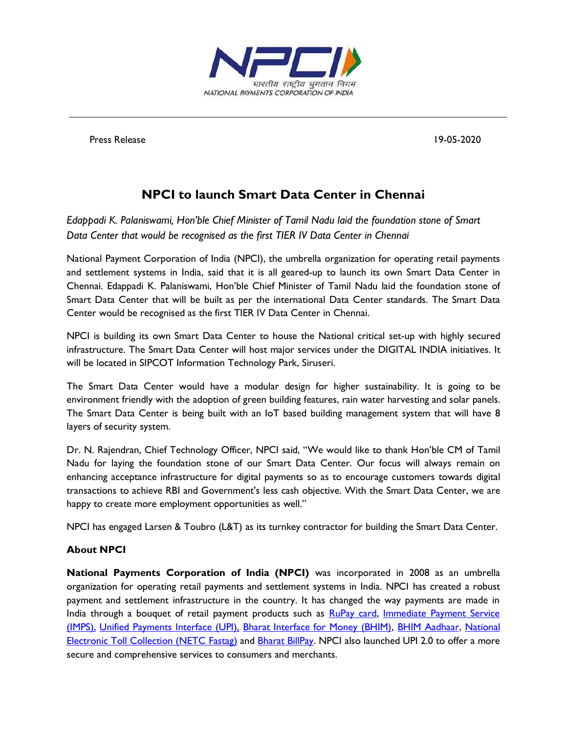NPCI

भारतीय राष्ट्रीय भुगतान निगम

NATIONAL PAYMENTS CORPORATION OF INDIA

Press Release 19-05-2020

# NPCI to launch Smart Data Center in Chennai

*Edappadi K. Palaniswami, Hon'ble Chief Minister of Tamil Nadu laid the foundation stone of Smart Data Center that would be recognised as the first TIER IV Data Center in Chennai*

National Payment Corporation of India (NPCI), the umbrella organization for operating retail payments and settlement systems in India, said that it is all geared-up to launch its own Smart Data Center in Chennai. Edappadi K. Palaniswami, Hon'ble Chief Minister of Tamil Nadu laid the foundation stone of Smart Data Center that will be built as per the international Data Center standards. The Smart Data Center would be recognised as the first TIER IV Data Center in Chennai.

NPCI is building its own Smart Data Center to house the National critical set-up with highly secured infrastructure. The Smart Data Center will host major services under the DIGITAL INDIA initiatives. It will be located in SIPCOT Information Technology Park, Siruseri.

The Smart Data Center would have a modular design for higher sustainability. It is going to be environment friendly with the adoption of green building features, rain water harvesting and solar panels. The Smart Data Center is being built with an IoT based building management system that will have 8 layers of security system.

Dr. N. Rajendran, Chief Technology Officer, NPCI said, "We would like to thank Hon'ble CM of Tamil Nadu for laying the foundation stone of our Smart Data Center. Our focus will always remain on enhancing acceptance infrastructure for digital payments so as to encourage customers towards digital transactions to achieve RBI and Government's less cash objective. With the Smart Data Center, we are happy to create more employment opportunities as well."

NPCI has engaged Larsen & Toubro (L&T) as its turnkey contractor for building the Smart Data Center.

### About NPCI

**National Payments Corporation of India (NPCI)** was incorporated in 2008 as an umbrella organization for operating retail payments and settlement systems in India. NPCI has created a robust payment and settlement infrastructure in the country. It has changed the way payments are made in India through a bouquet of retail payment products such as RuPay card, Immediate Payment Service (IMPS), Unified Payments Interface (UPI), Bharat Interface for Money (BHIM), BHIM Aadhaar, National Electronic Toll Collection (NETC Fastag) and Bharat BillPay. NPCI also launched UPI 2.0 to offer a more secure and comprehensive services to consumers and merchants.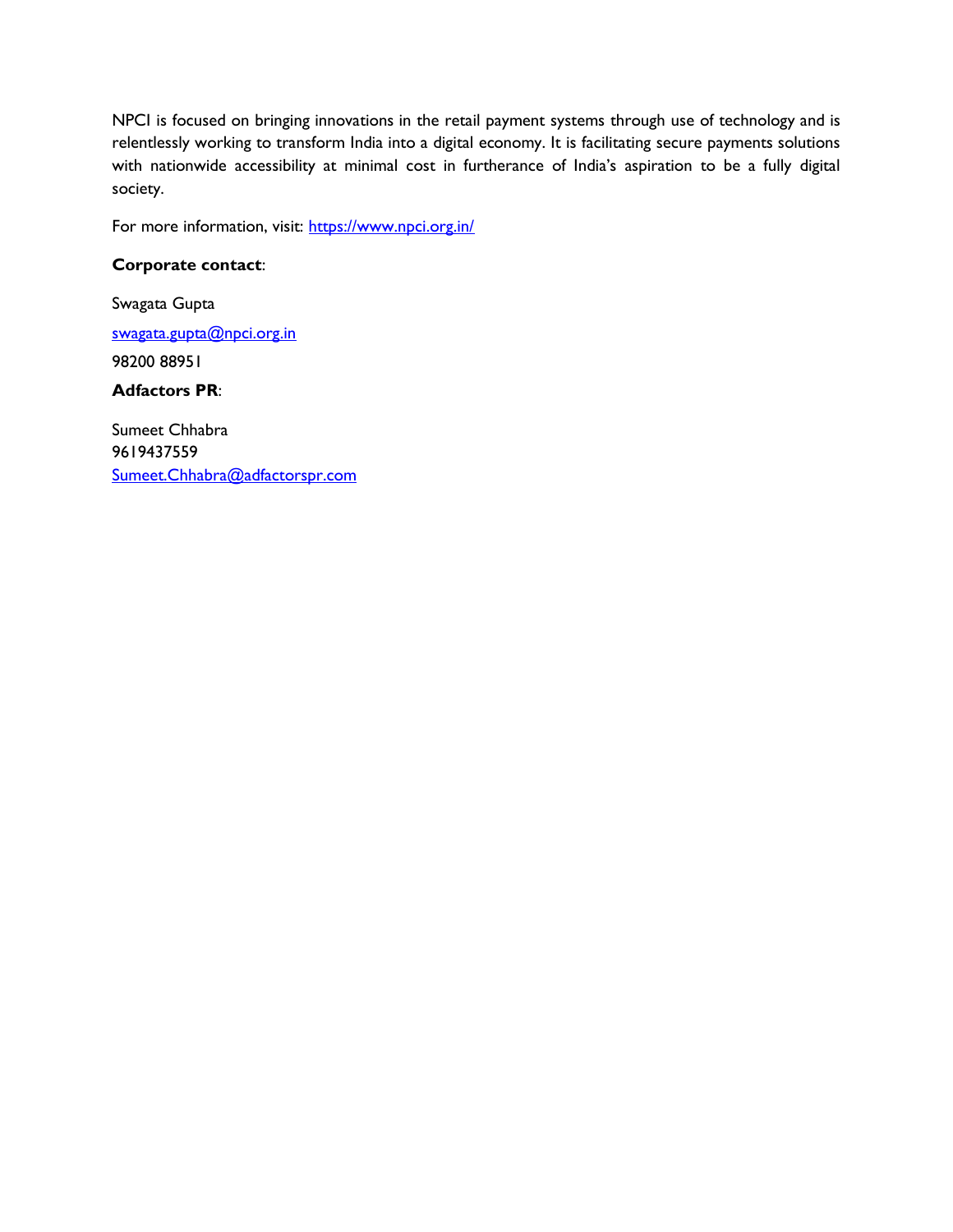NPCI is focused on bringing innovations in the retail payment systems through use of technology and is relentlessly working to transform India into a digital economy. It is facilitating secure payments solutions with nationwide accessibility at minimal cost in furtherance of India's aspiration to be a fully digital society.

For more information, visit: https://www.npci.org.in/

**Corporate contact**:

Swagata Gupta

swagata.gupta@npci.org.in

98200 88951

**Adfactors PR**:

Sumeet Chhabra
9619437559
Sumeet.Chhabra@adfactorspr.com